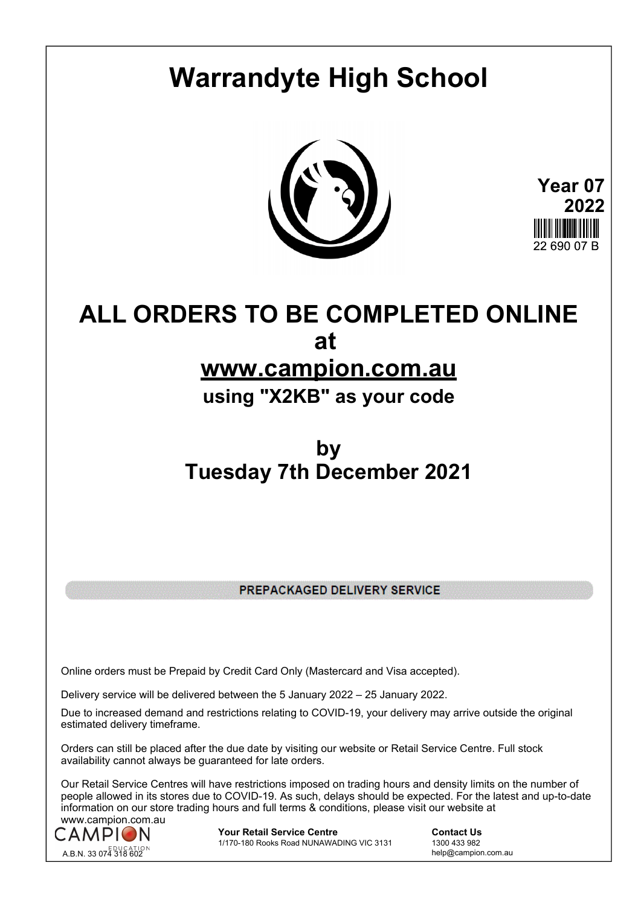# Warrandyte High School

**Year 07**
**2022**

22 690 07 B

# ALL ORDERS TO BE COMPLETED ONLINE

# at

# www.campion.com.au

## using "X2KB" as your code

# by

# Tuesday 7th December 2021

**PREPACKAGED DELIVERY SERVICE**

Online orders must be Prepaid by Credit Card Only (Mastercard and Visa accepted).

Delivery service will be delivered between the 5 January 2022 – 25 January 2022.

Due to increased demand and restrictions relating to COVID-19, your delivery may arrive outside the original estimated delivery timeframe.

Orders can still be placed after the due date by visiting our website or Retail Service Centre. Full stock availability cannot always be guaranteed for late orders.

Our Retail Service Centres will have restrictions imposed on trading hours and density limits on the number of people allowed in its stores due to COVID-19. As such, delays should be expected. For the latest and up-to-date information on our store trading hours and full terms & conditions, please visit our website at www.campion.com.au

CAMPION EDUCATION
A.B.N. 33 074 318 602

**Your Retail Service Centre**
1/170-180 Rooks Road NUNAWADING VIC 3131

**Contact Us**
1300 433 982
help@campion.com.au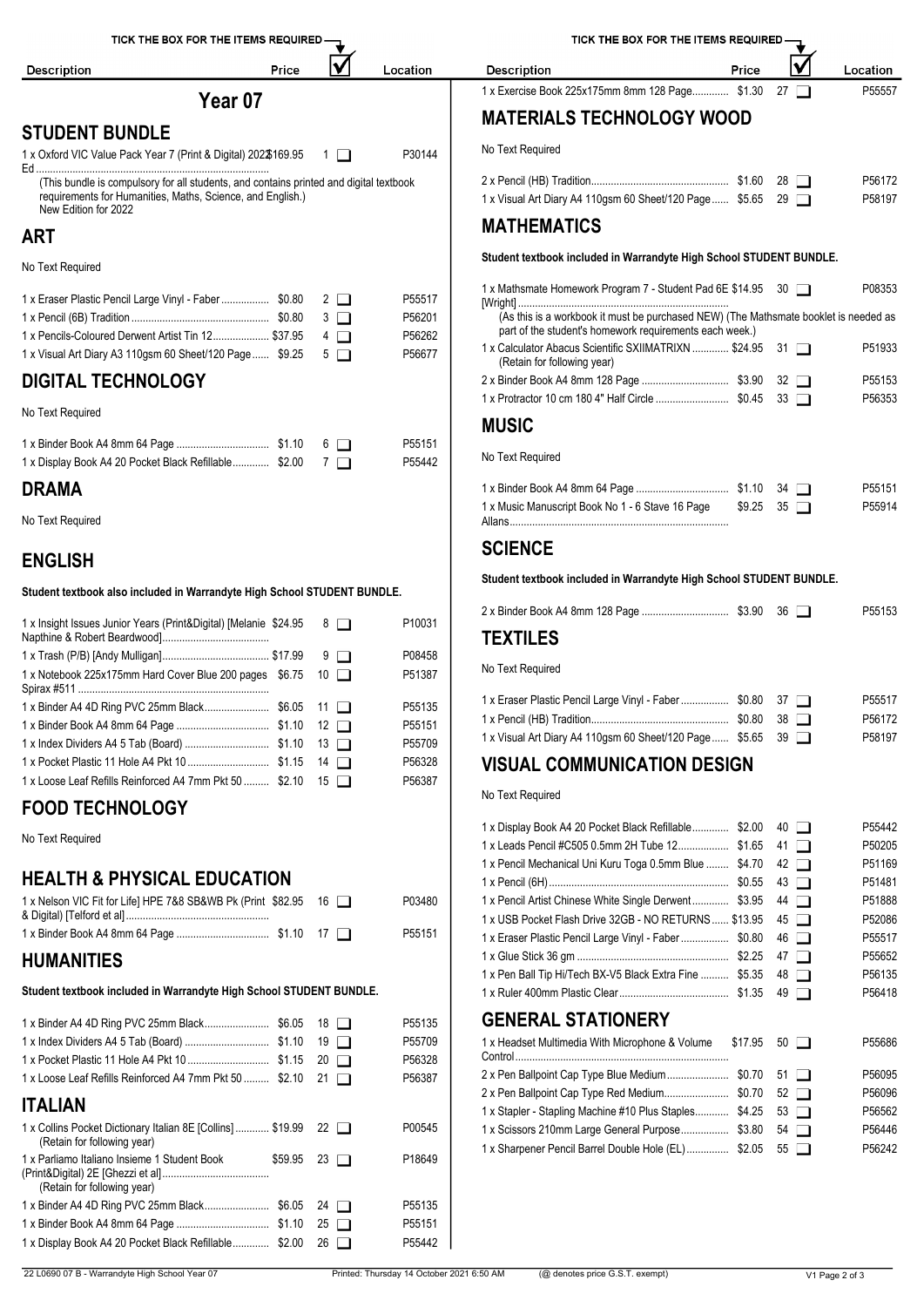| Description | Price | | Location |
|---|---|---|---|

# Year 07

## STUDENT BUNDLE

| Description | Price | | Location |
|---|---|---|---|
| 1 x Oxford VIC Value Pack Year 7 (Print & Digital) 2022 Ed | $169.95 | 1 ❑ | P30144 |

(This bundle is compulsory for all students, and contains printed and digital textbook requirements for Humanities, Maths, Science, and English.)
New Edition for 2022

## ART

No Text Required

| Description | Price | | Location |
|---|---|---|---|
| 1 x Eraser Plastic Pencil Large Vinyl - Faber | $0.80 | 2 ❑ | P55517 |
| 1 x Pencil (6B) Tradition | $0.80 | 3 ❑ | P56201 |
| 1 x Pencils-Coloured Derwent Artist Tin 12 | $37.95 | 4 ❑ | P56262 |
| 1 x Visual Art Diary A3 110gsm 60 Sheet/120 Page | $9.25 | 5 ❑ | P56677 |

## DIGITAL TECHNOLOGY

No Text Required

| Description | Price | | Location |
|---|---|---|---|
| 1 x Binder Book A4 8mm 64 Page | $1.10 | 6 ❑ | P55151 |
| 1 x Display Book A4 20 Pocket Black Refillable | $2.00 | 7 ❑ | P55442 |

## DRAMA

No Text Required

## ENGLISH

**Student textbook also included in Warrandyte High School STUDENT BUNDLE.**

| Description | Price | | Location |
|---|---|---|---|
| 1 x Insight Issues Junior Years (Print&Digital) [Melanie Napthine & Robert Beardwood] | $24.95 | 8 ❑ | P10031 |
| 1 x Trash (P/B) [Andy Mulligan] | $17.99 | 9 ❑ | P08458 |
| 1 x Notebook 225x175mm Hard Cover Blue 200 pages Spirax #511 | $6.75 | 10 ❑ | P51387 |
| 1 x Binder A4 4D Ring PVC 25mm Black | $6.05 | 11 ❑ | P55135 |
| 1 x Binder Book A4 8mm 64 Page | $1.10 | 12 ❑ | P55151 |
| 1 x Index Dividers A4 5 Tab (Board) | $1.10 | 13 ❑ | P55709 |
| 1 x Pocket Plastic 11 Hole A4 Pkt 10 | $1.15 | 14 ❑ | P56328 |
| 1 x Loose Leaf Refills Reinforced A4 7mm Pkt 50 | $2.10 | 15 ❑ | P56387 |

## FOOD TECHNOLOGY

No Text Required

## HEALTH & PHYSICAL EDUCATION

| Description | Price | | Location |
|---|---|---|---|
| 1 x Nelson VIC Fit for Life] HPE 7&8 SB&WB Pk (Print & Digital) [Telford et al] | $82.95 | 16 ❑ | P03480 |
| 1 x Binder Book A4 8mm 64 Page | $1.10 | 17 ❑ | P55151 |

## HUMANITIES

**Student textbook included in Warrandyte High School STUDENT BUNDLE.**

| Description | Price | | Location |
|---|---|---|---|
| 1 x Binder A4 4D Ring PVC 25mm Black | $6.05 | 18 ❑ | P55135 |
| 1 x Index Dividers A4 5 Tab (Board) | $1.10 | 19 ❑ | P55709 |
| 1 x Pocket Plastic 11 Hole A4 Pkt 10 | $1.15 | 20 ❑ | P56328 |
| 1 x Loose Leaf Refills Reinforced A4 7mm Pkt 50 | $2.10 | 21 ❑ | P56387 |

## ITALIAN

| Description | Price | | Location |
|---|---|---|---|
| 1 x Collins Pocket Dictionary Italian 8E [Collins] (Retain for following year) | $19.99 | 22 ❑ | P00545 |
| 1 x Parliamo Italiano Insieme 1 Student Book (Print&Digital) 2E [Ghezzi et al] (Retain for following year) | $59.95 | 23 ❑ | P18649 |
| 1 x Binder A4 4D Ring PVC 25mm Black | $6.05 | 24 ❑ | P55135 |
| 1 x Binder Book A4 8mm 64 Page | $1.10 | 25 ❑ | P55151 |
| 1 x Display Book A4 20 Pocket Black Refillable | $2.00 | 26 ❑ | P55442 |
| 1 x Exercise Book 225x175mm 8mm 128 Page | $1.30 | 27 ❑ | P55557 |

## MATERIALS TECHNOLOGY WOOD

No Text Required

| Description | Price | | Location |
|---|---|---|---|
| 2 x Pencil (HB) Tradition | $1.60 | 28 ❑ | P56172 |
| 1 x Visual Art Diary A4 110gsm 60 Sheet/120 Page | $5.65 | 29 ❑ | P58197 |

## MATHEMATICS

**Student textbook included in Warrandyte High School STUDENT BUNDLE.**

| Description | Price | | Location |
|---|---|---|---|
| 1 x Mathsmate Homework Program 7 - Student Pad 6E [Wright] (As this is a workbook it must be purchased NEW) (The Mathsmate booklet is needed as part of the student's homework requirements each week.) | $14.95 | 30 ❑ | P08353 |
| 1 x Calculator Abacus Scientific SXIIMATRIXN (Retain for following year) | $24.95 | 31 ❑ | P51933 |
| 2 x Binder Book A4 8mm 128 Page | $3.90 | 32 ❑ | P55153 |
| 1 x Protractor 10 cm 180 4" Half Circle | $0.45 | 33 ❑ | P56353 |

## MUSIC

No Text Required

| Description | Price | | Location |
|---|---|---|---|
| 1 x Binder Book A4 8mm 64 Page | $1.10 | 34 ❑ | P55151 |
| 1 x Music Manuscript Book No 1 - 6 Stave 16 Page Allans | $9.25 | 35 ❑ | P55914 |

## SCIENCE

**Student textbook included in Warrandyte High School STUDENT BUNDLE.**

| Description | Price | | Location |
|---|---|---|---|
| 2 x Binder Book A4 8mm 128 Page | $3.90 | 36 ❑ | P55153 |

## TEXTILES

No Text Required

| Description | Price | | Location |
|---|---|---|---|
| 1 x Eraser Plastic Pencil Large Vinyl - Faber | $0.80 | 37 ❑ | P55517 |
| 1 x Pencil (HB) Tradition | $0.80 | 38 ❑ | P56172 |
| 1 x Visual Art Diary A4 110gsm 60 Sheet/120 Page | $5.65 | 39 ❑ | P58197 |

## VISUAL COMMUNICATION DESIGN

No Text Required

| Description | Price | | Location |
|---|---|---|---|
| 1 x Display Book A4 20 Pocket Black Refillable | $2.00 | 40 ❑ | P55442 |
| 1 x Leads Pencil #C505 0.5mm 2H Tube 12 | $1.65 | 41 ❑ | P50205 |
| 1 x Pencil Mechanical Uni Kuru Toga 0.5mm Blue | $4.70 | 42 ❑ | P51169 |
| 1 x Pencil (6H) | $0.55 | 43 ❑ | P51481 |
| 1 x Pencil Artist Chinese White Single Derwent | $3.95 | 44 ❑ | P51888 |
| 1 x USB Pocket Flash Drive 32GB - NO RETURNS | $13.95 | 45 ❑ | P52086 |
| 1 x Eraser Plastic Pencil Large Vinyl - Faber | $0.80 | 46 ❑ | P55517 |
| 1 x Glue Stick 36 gm | $2.25 | 47 ❑ | P55652 |
| 1 x Pen Ball Tip Hi/Tech BX-V5 Black Extra Fine | $5.35 | 48 ❑ | P56135 |
| 1 x Ruler 400mm Plastic Clear | $1.35 | 49 ❑ | P56418 |

## GENERAL STATIONERY

| Description | Price | | Location |
|---|---|---|---|
| 1 x Headset Multimedia With Microphone & Volume Control | $17.95 | 50 ❑ | P55686 |
| 2 x Pen Ballpoint Cap Type Blue Medium | $0.70 | 51 ❑ | P56095 |
| 2 x Pen Ballpoint Cap Type Red Medium | $0.70 | 52 ❑ | P56096 |
| 1 x Stapler - Stapling Machine #10 Plus Staples | $4.25 | 53 ❑ | P56562 |
| 1 x Scissors 210mm Large General Purpose | $3.80 | 54 ❑ | P56446 |
| 1 x Sharpener Pencil Barrel Double Hole (EL) | $2.05 | 55 ❑ | P56242 |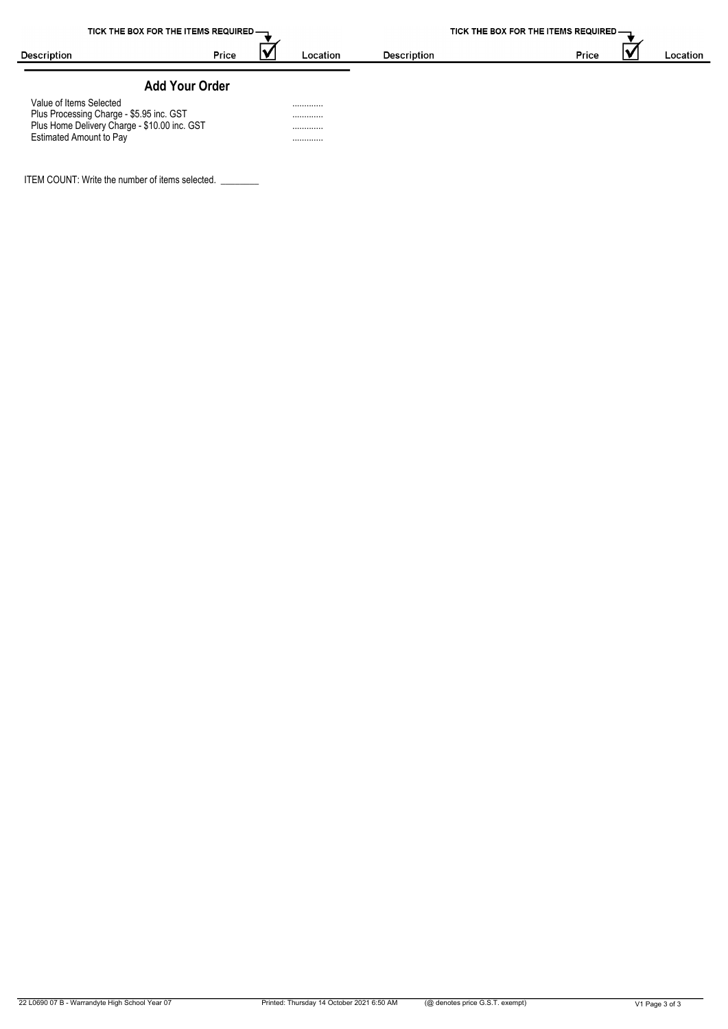| TICK THE BOX FOR THE ITEMS REQUIRED | | | | TICK THE BOX FOR THE ITEMS REQUIRED | | | |
|---|---|---|---|---|---|---|---|
| Description | Price | ☑ | Location | Description | Price | ☑ | Location |

## Add Your Order

| | |
|---|---|
| Value of Items Selected | ............ |
| Plus Processing Charge - $5.95 inc. GST | ............ |
| Plus Home Delivery Charge - $10.00 inc. GST | ............ |
| Estimated Amount to Pay | ............ |

ITEM COUNT: Write the number of items selected. ________

22 L0690 07 B - Warrandyte High School Year 07 Printed: Thursday 14 October 2021 6:50 AM (@ denotes price G.S.T. exempt) V1